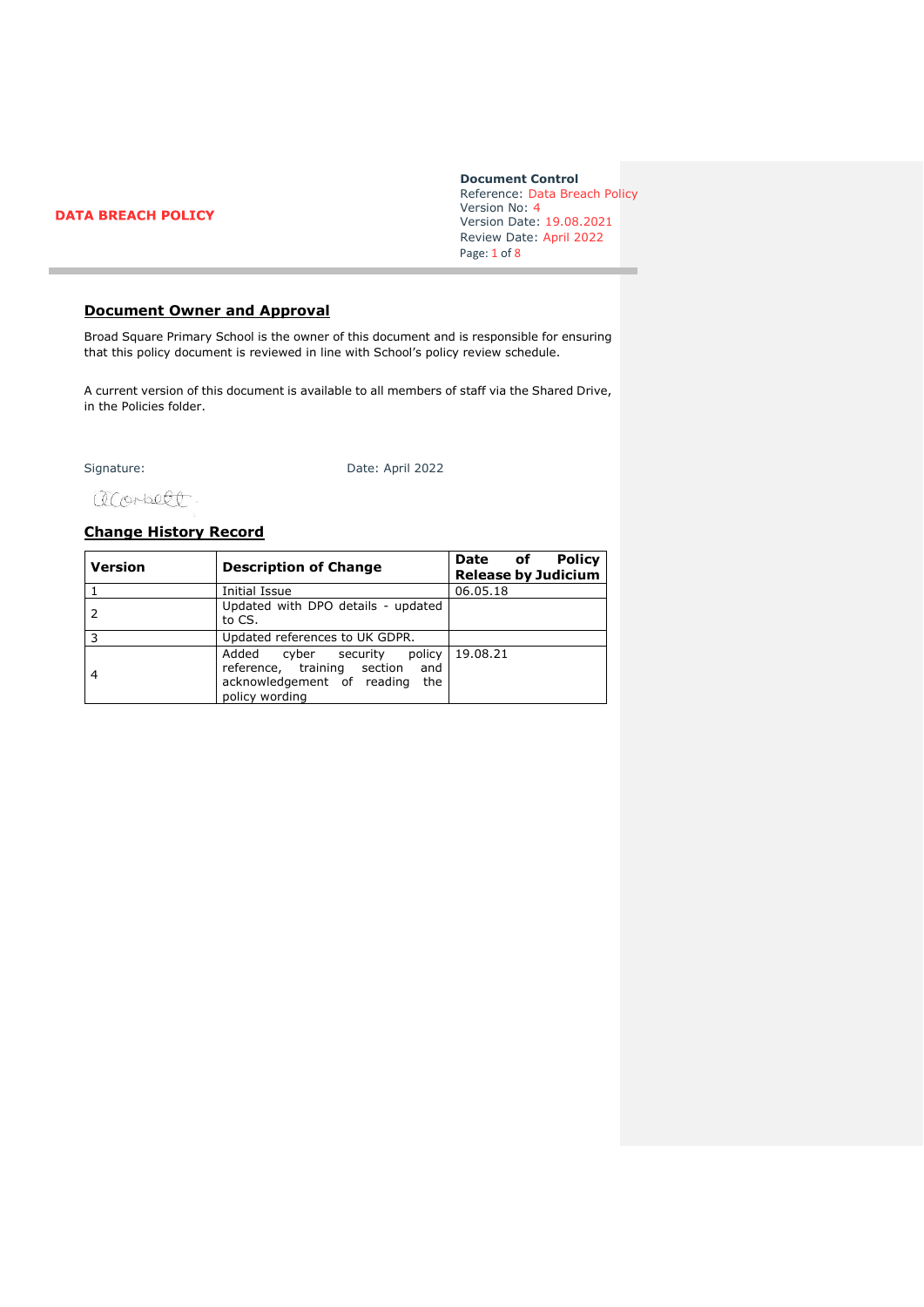**DATA BREACH POLICY**

**Document Control**
Reference: Data Breach Policy
Version No: 4
Version Date: 19.08.2021
Review Date: April 2022

## Document Owner and Approval

Broad Square Primary School is the owner of this document and is responsible for ensuring that this policy document is reviewed in line with School's policy review schedule.

A current version of this document is available to all members of staff via the Shared Drive, in the Policies folder.

Signature: 

Date: April 2022

## Change History Record

| Version | Description of Change | Date of Policy Release by Judicium |
|---|---|---|
| 1 | Initial Issue | 06.05.18 |
| 2 | Updated with DPO details - updated to CS. | |
| 3 | Updated references to UK GDPR. | |
| 4 | Added cyber security policy reference, training section and acknowledgement of reading the policy wording | 19.08.21 |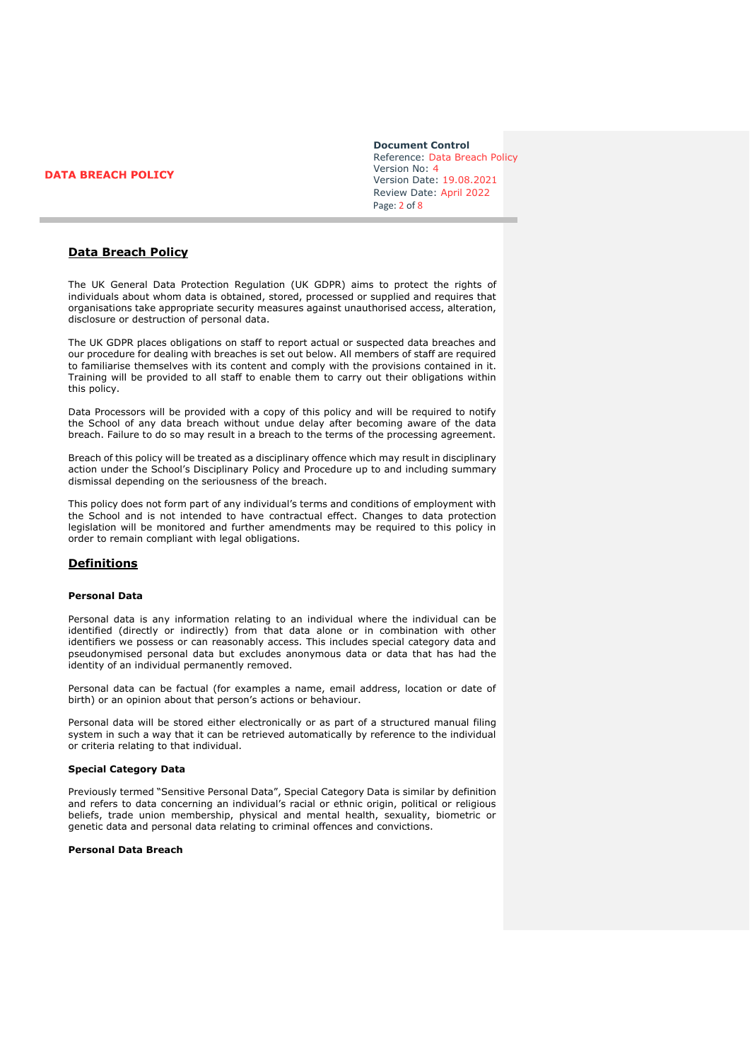## Data Breach Policy

The UK General Data Protection Regulation (UK GDPR) aims to protect the rights of individuals about whom data is obtained, stored, processed or supplied and requires that organisations take appropriate security measures against unauthorised access, alteration, disclosure or destruction of personal data.

The UK GDPR places obligations on staff to report actual or suspected data breaches and our procedure for dealing with breaches is set out below. All members of staff are required to familiarise themselves with its content and comply with the provisions contained in it. Training will be provided to all staff to enable them to carry out their obligations within this policy.

Data Processors will be provided with a copy of this policy and will be required to notify the School of any data breach without undue delay after becoming aware of the data breach. Failure to do so may result in a breach to the terms of the processing agreement.

Breach of this policy will be treated as a disciplinary offence which may result in disciplinary action under the School's Disciplinary Policy and Procedure up to and including summary dismissal depending on the seriousness of the breach.

This policy does not form part of any individual's terms and conditions of employment with the School and is not intended to have contractual effect. Changes to data protection legislation will be monitored and further amendments may be required to this policy in order to remain compliant with legal obligations.

## Definitions

### Personal Data

Personal data is any information relating to an individual where the individual can be identified (directly or indirectly) from that data alone or in combination with other identifiers we possess or can reasonably access. This includes special category data and pseudonymised personal data but excludes anonymous data or data that has had the identity of an individual permanently removed.

Personal data can be factual (for examples a name, email address, location or date of birth) or an opinion about that person's actions or behaviour.

Personal data will be stored either electronically or as part of a structured manual filing system in such a way that it can be retrieved automatically by reference to the individual or criteria relating to that individual.

### Special Category Data

Previously termed "Sensitive Personal Data", Special Category Data is similar by definition and refers to data concerning an individual's racial or ethnic origin, political or religious beliefs, trade union membership, physical and mental health, sexuality, biometric or genetic data and personal data relating to criminal offences and convictions.

### Personal Data Breach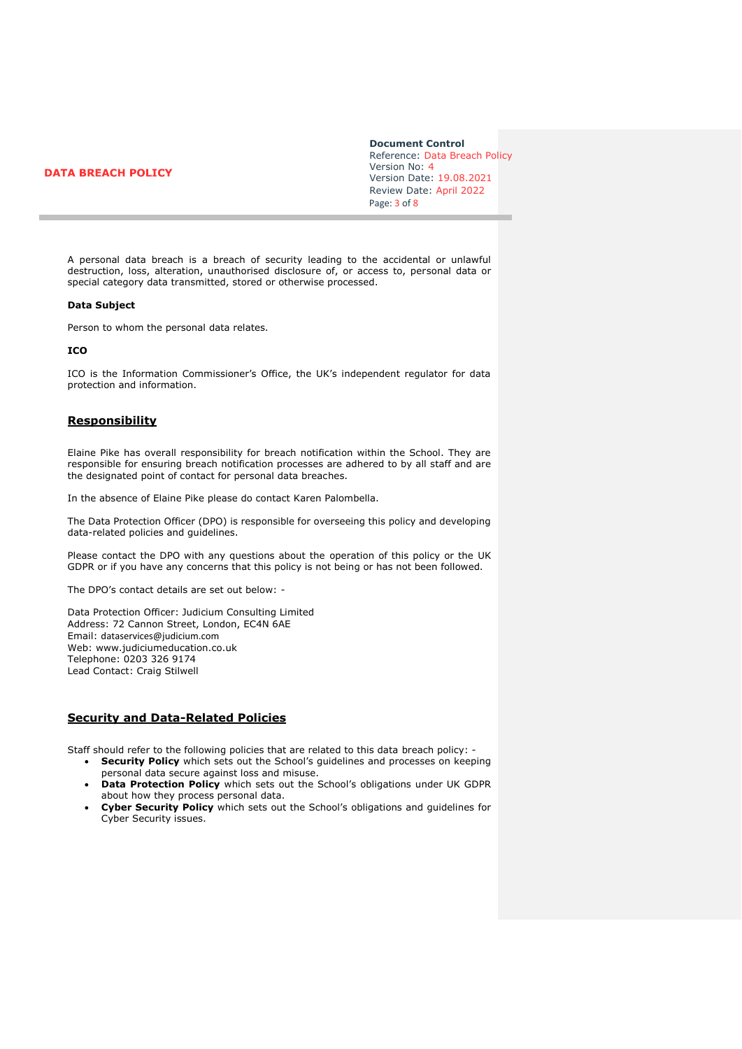A personal data breach is a breach of security leading to the accidental or unlawful destruction, loss, alteration, unauthorised disclosure of, or access to, personal data or special category data transmitted, stored or otherwise processed.

**Data Subject**

Person to whom the personal data relates.

**ICO**

ICO is the Information Commissioner's Office, the UK's independent regulator for data protection and information.

## Responsibility

Elaine Pike has overall responsibility for breach notification within the School. They are responsible for ensuring breach notification processes are adhered to by all staff and are the designated point of contact for personal data breaches.

In the absence of Elaine Pike please do contact Karen Palombella.

The Data Protection Officer (DPO) is responsible for overseeing this policy and developing data-related policies and guidelines.

Please contact the DPO with any questions about the operation of this policy or the UK GDPR or if you have any concerns that this policy is not being or has not been followed.

The DPO's contact details are set out below: -

Data Protection Officer: Judicium Consulting Limited
Address: 72 Cannon Street, London, EC4N 6AE
Email: dataservices@judicium.com
Web: www.judiciumeducation.co.uk
Telephone: 0203 326 9174
Lead Contact: Craig Stilwell

## Security and Data-Related Policies

Staff should refer to the following policies that are related to this data breach policy: -

- **Security Policy** which sets out the School's guidelines and processes on keeping personal data secure against loss and misuse.
- **Data Protection Policy** which sets out the School's obligations under UK GDPR about how they process personal data.
- **Cyber Security Policy** which sets out the School's obligations and guidelines for Cyber Security issues.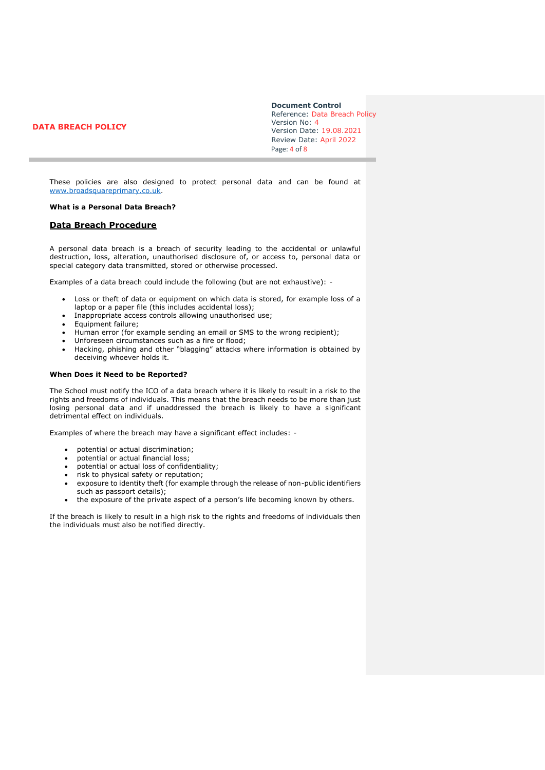These policies are also designed to protect personal data and can be found at www.broadsquareprimary.co.uk.

**What is a Personal Data Breach?**

## Data Breach Procedure

A personal data breach is a breach of security leading to the accidental or unlawful destruction, loss, alteration, unauthorised disclosure of, or access to, personal data or special category data transmitted, stored or otherwise processed.

Examples of a data breach could include the following (but are not exhaustive): -

- Loss or theft of data or equipment on which data is stored, for example loss of a laptop or a paper file (this includes accidental loss);
- Inappropriate access controls allowing unauthorised use;
- Equipment failure;
- Human error (for example sending an email or SMS to the wrong recipient);
- Unforeseen circumstances such as a fire or flood;
- Hacking, phishing and other "blagging" attacks where information is obtained by deceiving whoever holds it.

**When Does it Need to be Reported?**

The School must notify the ICO of a data breach where it is likely to result in a risk to the rights and freedoms of individuals. This means that the breach needs to be more than just losing personal data and if unaddressed the breach is likely to have a significant detrimental effect on individuals.

Examples of where the breach may have a significant effect includes: -

- potential or actual discrimination;
- potential or actual financial loss;
- potential or actual loss of confidentiality;
- risk to physical safety or reputation;
- exposure to identity theft (for example through the release of non-public identifiers such as passport details);
- the exposure of the private aspect of a person's life becoming known by others.

If the breach is likely to result in a high risk to the rights and freedoms of individuals then the individuals must also be notified directly.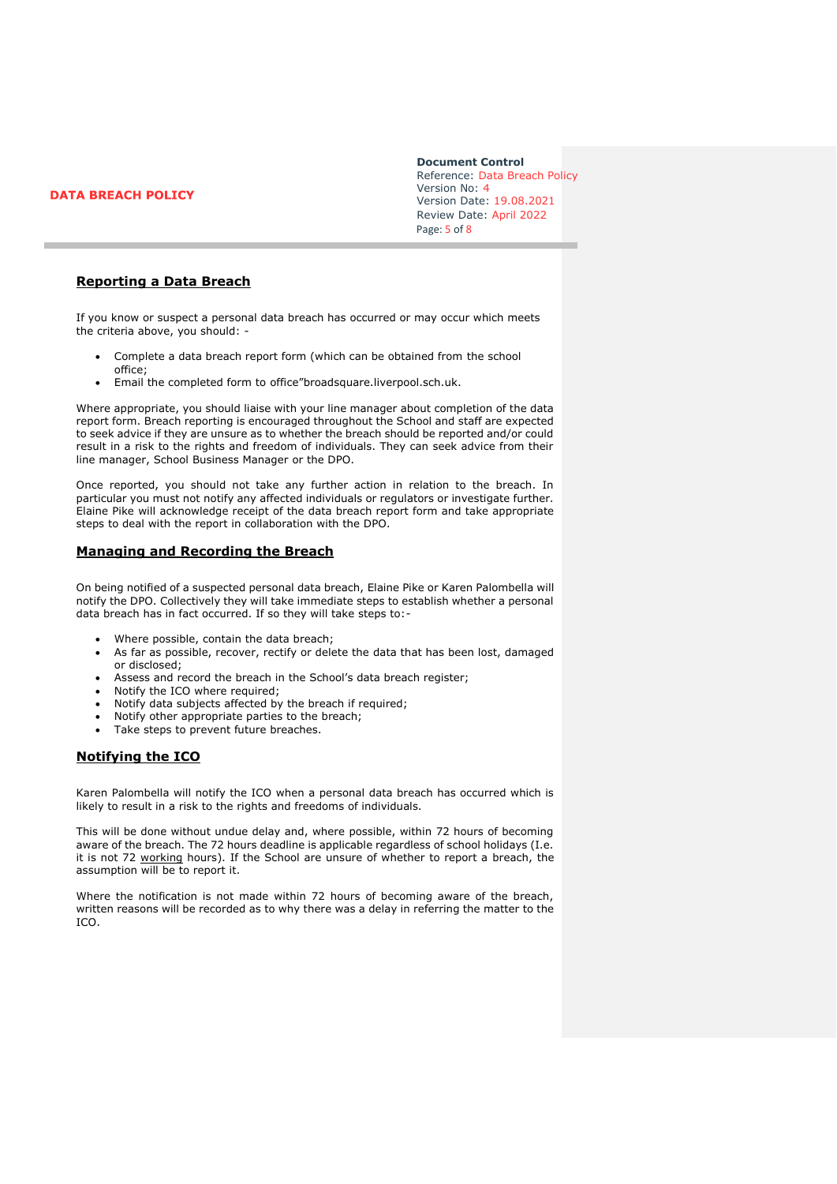## Reporting a Data Breach

If you know or suspect a personal data breach has occurred or may occur which meets the criteria above, you should: -

- Complete a data breach report form (which can be obtained from the school office;
- Email the completed form to office"broadsquare.liverpool.sch.uk.

Where appropriate, you should liaise with your line manager about completion of the data report form. Breach reporting is encouraged throughout the School and staff are expected to seek advice if they are unsure as to whether the breach should be reported and/or could result in a risk to the rights and freedom of individuals. They can seek advice from their line manager, School Business Manager or the DPO.

Once reported, you should not take any further action in relation to the breach. In particular you must not notify any affected individuals or regulators or investigate further. Elaine Pike will acknowledge receipt of the data breach report form and take appropriate steps to deal with the report in collaboration with the DPO.

## Managing and Recording the Breach

On being notified of a suspected personal data breach, Elaine Pike or Karen Palombella will notify the DPO. Collectively they will take immediate steps to establish whether a personal data breach has in fact occurred. If so they will take steps to:-

- Where possible, contain the data breach;
- As far as possible, recover, rectify or delete the data that has been lost, damaged or disclosed;
- Assess and record the breach in the School's data breach register;
- Notify the ICO where required;
- Notify data subjects affected by the breach if required;
- Notify other appropriate parties to the breach;
- Take steps to prevent future breaches.

## Notifying the ICO

Karen Palombella will notify the ICO when a personal data breach has occurred which is likely to result in a risk to the rights and freedoms of individuals.

This will be done without undue delay and, where possible, within 72 hours of becoming aware of the breach. The 72 hours deadline is applicable regardless of school holidays (I.e. it is not 72 working hours). If the School are unsure of whether to report a breach, the assumption will be to report it.

Where the notification is not made within 72 hours of becoming aware of the breach, written reasons will be recorded as to why there was a delay in referring the matter to the ICO.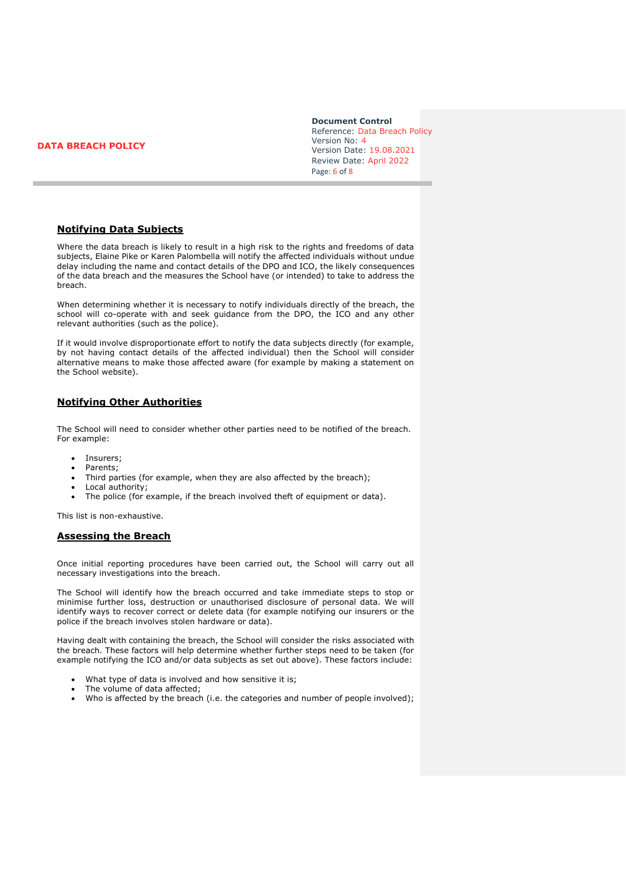## Notifying Data Subjects

Where the data breach is likely to result in a high risk to the rights and freedoms of data subjects, Elaine Pike or Karen Palombella will notify the affected individuals without undue delay including the name and contact details of the DPO and ICO, the likely consequences of the data breach and the measures the School have (or intended) to take to address the breach.

When determining whether it is necessary to notify individuals directly of the breach, the school will co-operate with and seek guidance from the DPO, the ICO and any other relevant authorities (such as the police).

If it would involve disproportionate effort to notify the data subjects directly (for example, by not having contact details of the affected individual) then the School will consider alternative means to make those affected aware (for example by making a statement on the School website).

## Notifying Other Authorities

The School will need to consider whether other parties need to be notified of the breach. For example:

- Insurers;
- Parents;
- Third parties (for example, when they are also affected by the breach);
- Local authority;
- The police (for example, if the breach involved theft of equipment or data).

This list is non-exhaustive.

## Assessing the Breach

Once initial reporting procedures have been carried out, the School will carry out all necessary investigations into the breach.

The School will identify how the breach occurred and take immediate steps to stop or minimise further loss, destruction or unauthorised disclosure of personal data. We will identify ways to recover correct or delete data (for example notifying our insurers or the police if the breach involves stolen hardware or data).

Having dealt with containing the breach, the School will consider the risks associated with the breach. These factors will help determine whether further steps need to be taken (for example notifying the ICO and/or data subjects as set out above). These factors include:

- What type of data is involved and how sensitive it is;
- The volume of data affected;
- Who is affected by the breach (i.e. the categories and number of people involved);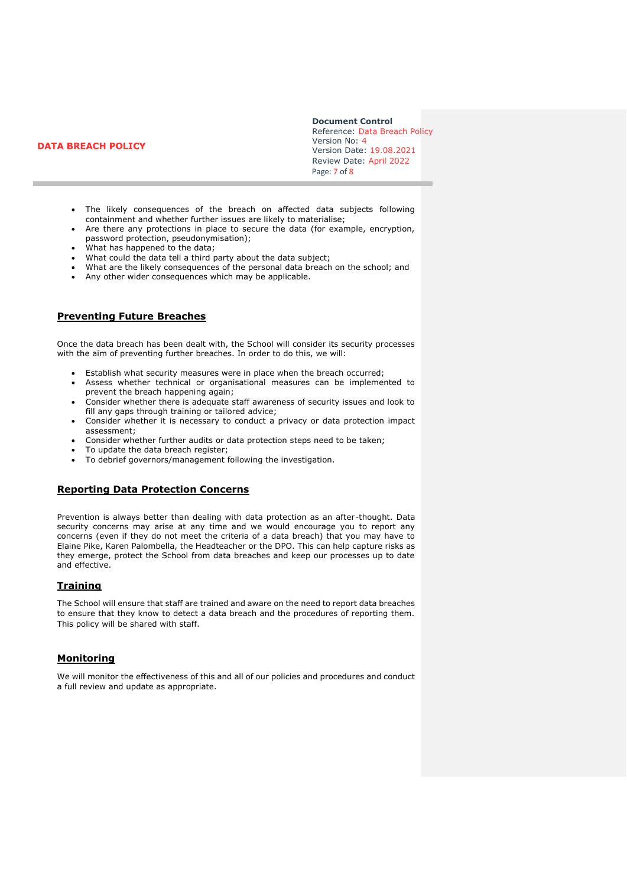- The likely consequences of the breach on affected data subjects following containment and whether further issues are likely to materialise;
- Are there any protections in place to secure the data (for example, encryption, password protection, pseudonymisation);
- What has happened to the data;
- What could the data tell a third party about the data subject;
- What are the likely consequences of the personal data breach on the school; and
- Any other wider consequences which may be applicable.

## Preventing Future Breaches

Once the data breach has been dealt with, the School will consider its security processes with the aim of preventing further breaches. In order to do this, we will:

- Establish what security measures were in place when the breach occurred;
- Assess whether technical or organisational measures can be implemented to prevent the breach happening again;
- Consider whether there is adequate staff awareness of security issues and look to fill any gaps through training or tailored advice;
- Consider whether it is necessary to conduct a privacy or data protection impact assessment;
- Consider whether further audits or data protection steps need to be taken;
- To update the data breach register;
- To debrief governors/management following the investigation.

## Reporting Data Protection Concerns

Prevention is always better than dealing with data protection as an after-thought. Data security concerns may arise at any time and we would encourage you to report any concerns (even if they do not meet the criteria of a data breach) that you may have to Elaine Pike, Karen Palombella, the Headteacher or the DPO. This can help capture risks as they emerge, protect the School from data breaches and keep our processes up to date and effective.

## Training

The School will ensure that staff are trained and aware on the need to report data breaches to ensure that they know to detect a data breach and the procedures of reporting them. This policy will be shared with staff.

## Monitoring

We will monitor the effectiveness of this and all of our policies and procedures and conduct a full review and update as appropriate.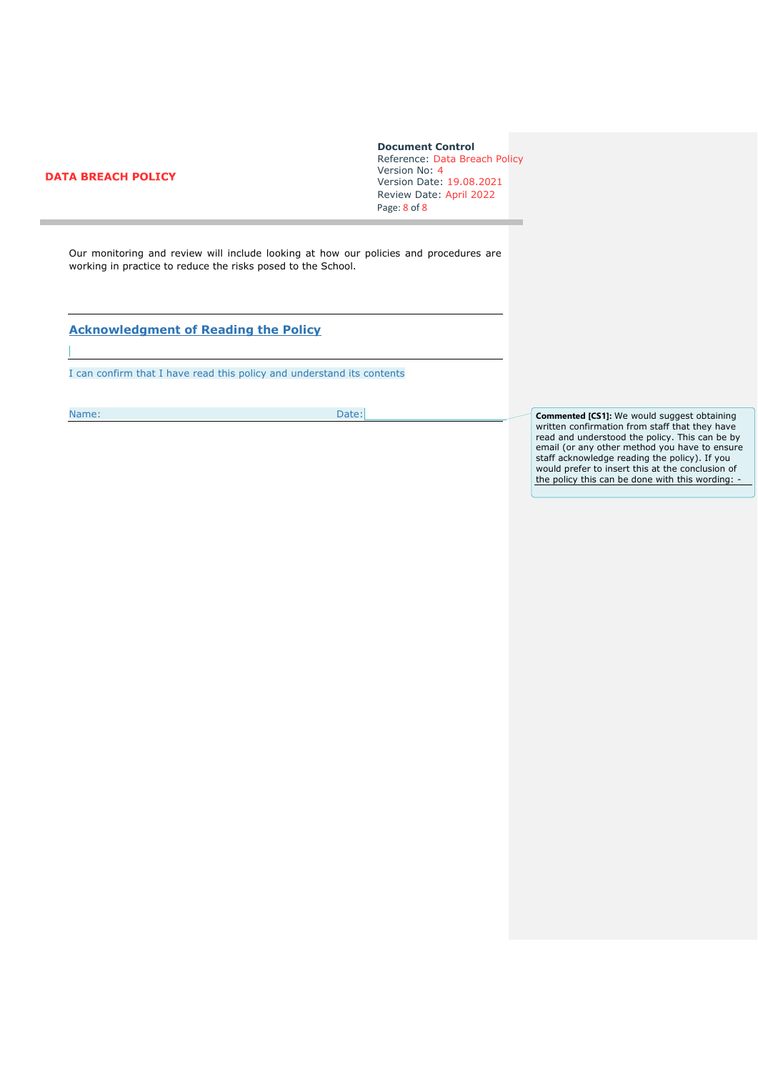Our monitoring and review will include looking at how our policies and procedures are working in practice to reduce the risks posed to the School.

## Acknowledgment of Reading the Policy

I can confirm that I have read this policy and understand its contents

Name: Date:

**Commented [CS1]:** We would suggest obtaining written confirmation from staff that they have read and understood the policy. This can be by email (or any other method you have to ensure staff acknowledge reading the policy). If you would prefer to insert this at the conclusion of the policy this can be done with this wording: -